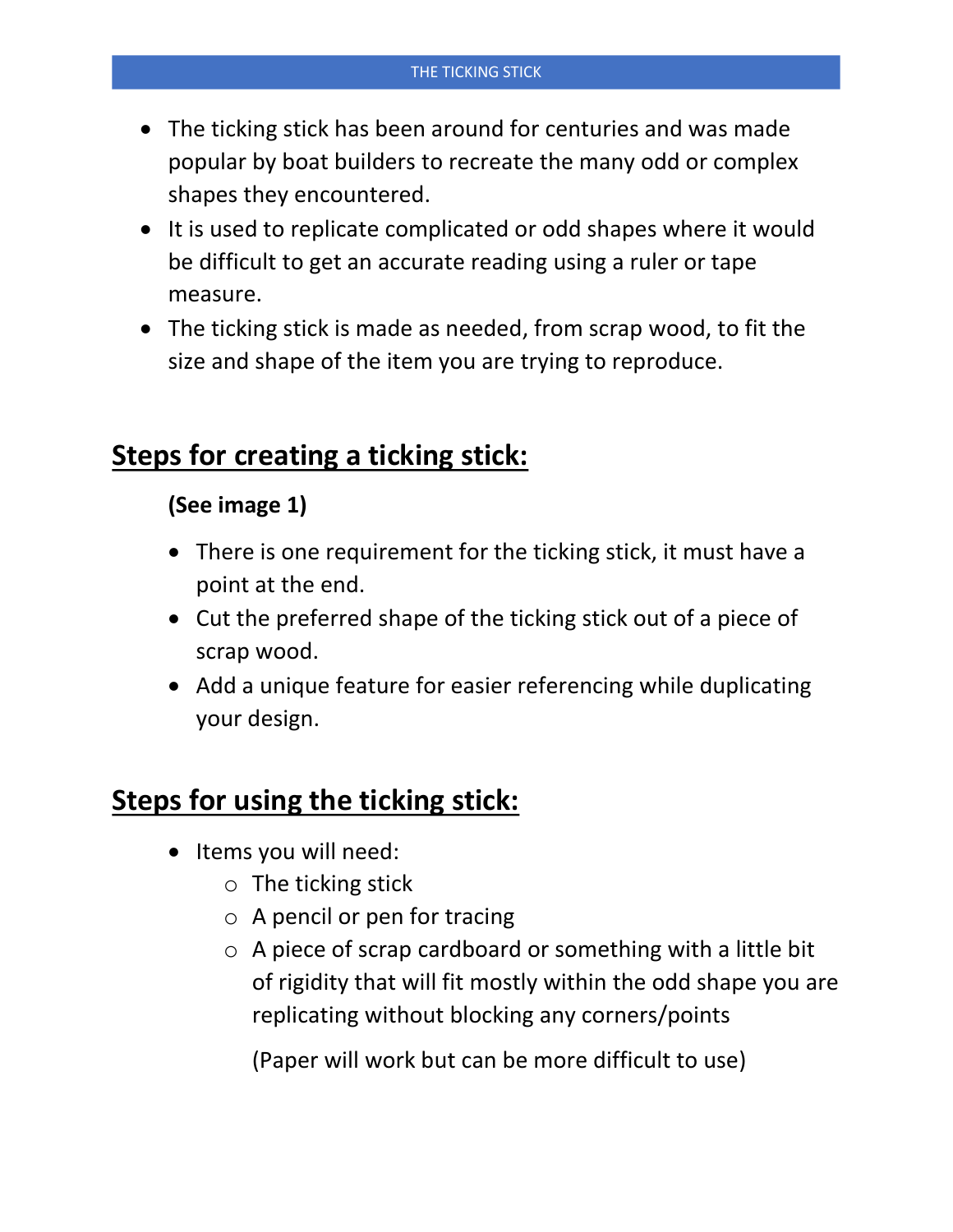- The ticking stick has been around for centuries and was made popular by boat builders to recreate the many odd or complex shapes they encountered.
- It is used to replicate complicated or odd shapes where it would be difficult to get an accurate reading using a ruler or tape measure.
- The ticking stick is made as needed, from scrap wood, to fit the size and shape of the item you are trying to reproduce.

## Steps for creating a ticking stick:

**(See image 1)**

- There is one requirement for the ticking stick, it must have a point at the end.
- Cut the preferred shape of the ticking stick out of a piece of scrap wood.
- Add a unique feature for easier referencing while duplicating your design.

## Steps for using the ticking stick:

- Items you will need:
  - The ticking stick
  - A pencil or pen for tracing
  - A piece of scrap cardboard or something with a little bit of rigidity that will fit mostly within the odd shape you are replicating without blocking any corners/points

    (Paper will work but can be more difficult to use)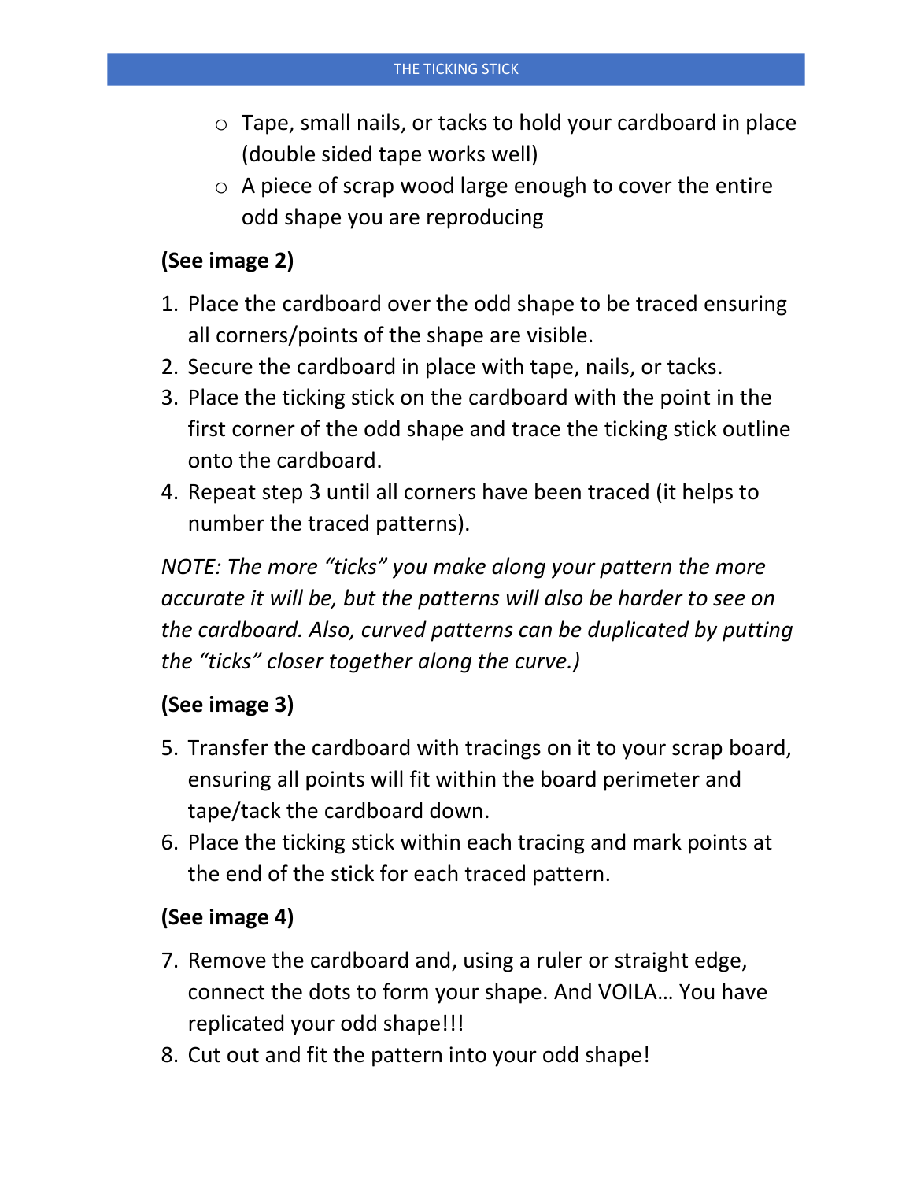- Tape, small nails, or tacks to hold your cardboard in place (double sided tape works well)
- A piece of scrap wood large enough to cover the entire odd shape you are reproducing

**(See image 2)**

1. Place the cardboard over the odd shape to be traced ensuring all corners/points of the shape are visible.
2. Secure the cardboard in place with tape, nails, or tacks.
3. Place the ticking stick on the cardboard with the point in the first corner of the odd shape and trace the ticking stick outline onto the cardboard.
4. Repeat step 3 until all corners have been traced (it helps to number the traced patterns).

*NOTE: The more "ticks" you make along your pattern the more accurate it will be, but the patterns will also be harder to see on the cardboard. Also, curved patterns can be duplicated by putting the "ticks" closer together along the curve.)*

**(See image 3)**

5. Transfer the cardboard with tracings on it to your scrap board, ensuring all points will fit within the board perimeter and tape/tack the cardboard down.
6. Place the ticking stick within each tracing and mark points at the end of the stick for each traced pattern.

**(See image 4)**

7. Remove the cardboard and, using a ruler or straight edge, connect the dots to form your shape. And VOILA… You have replicated your odd shape!!!
8. Cut out and fit the pattern into your odd shape!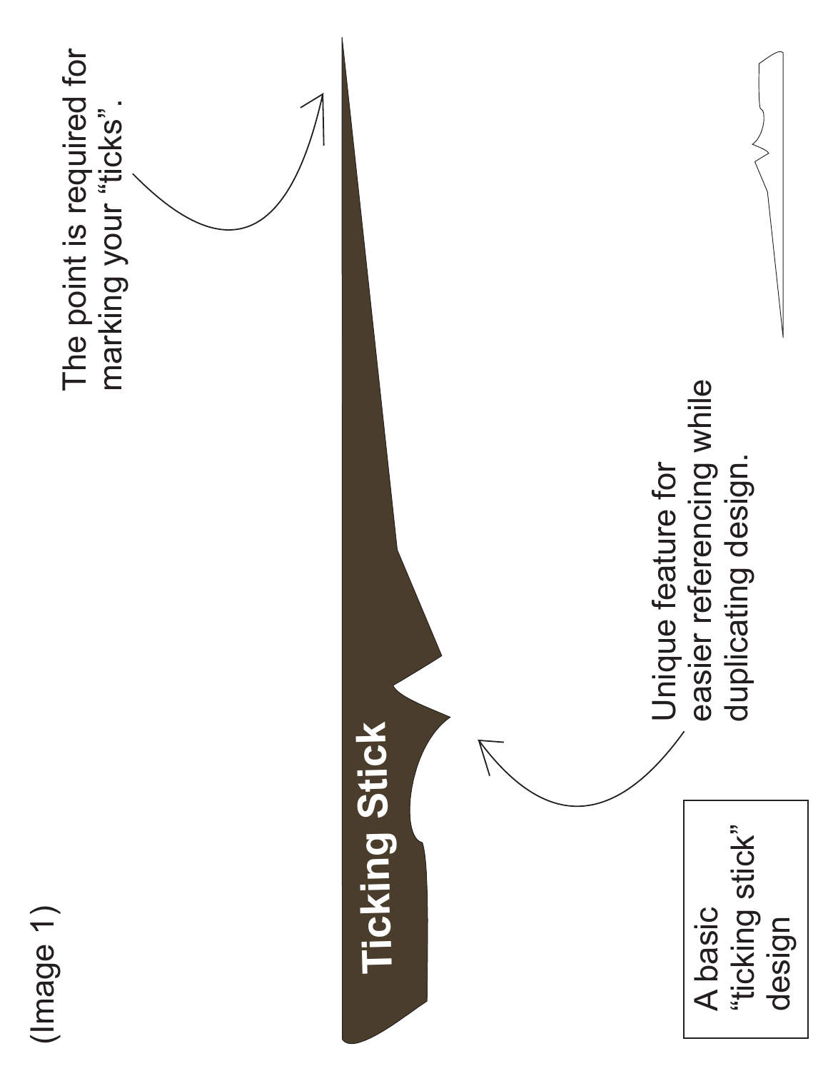(Image 1)

Ticking Stick

The point is required for marking your "ticks".

Unique feature for easier referencing while duplicating design.

A basic "ticking stick" design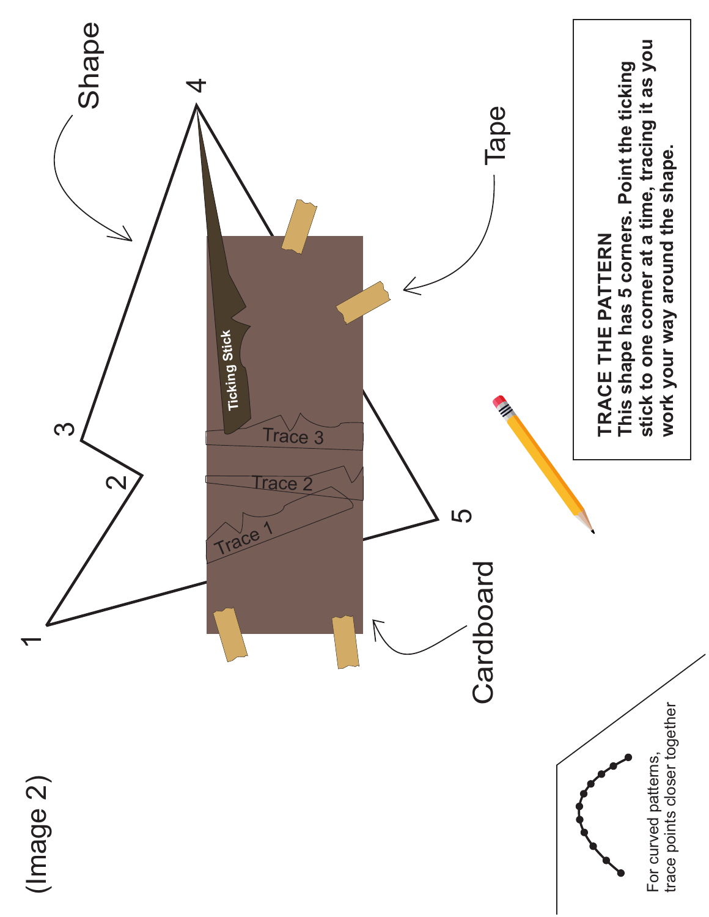(Image 2)

Shape

Tape

Cardboard

Ticking Stick

Trace 1

Trace 2

Trace 3

1

2

3

4

5

**TRACE THE PATTERN**
**This shape has 5 corners. Point the ticking stick to one corner at a time, tracing it as you work your way around the shape.**

For curved patterns, trace points closer together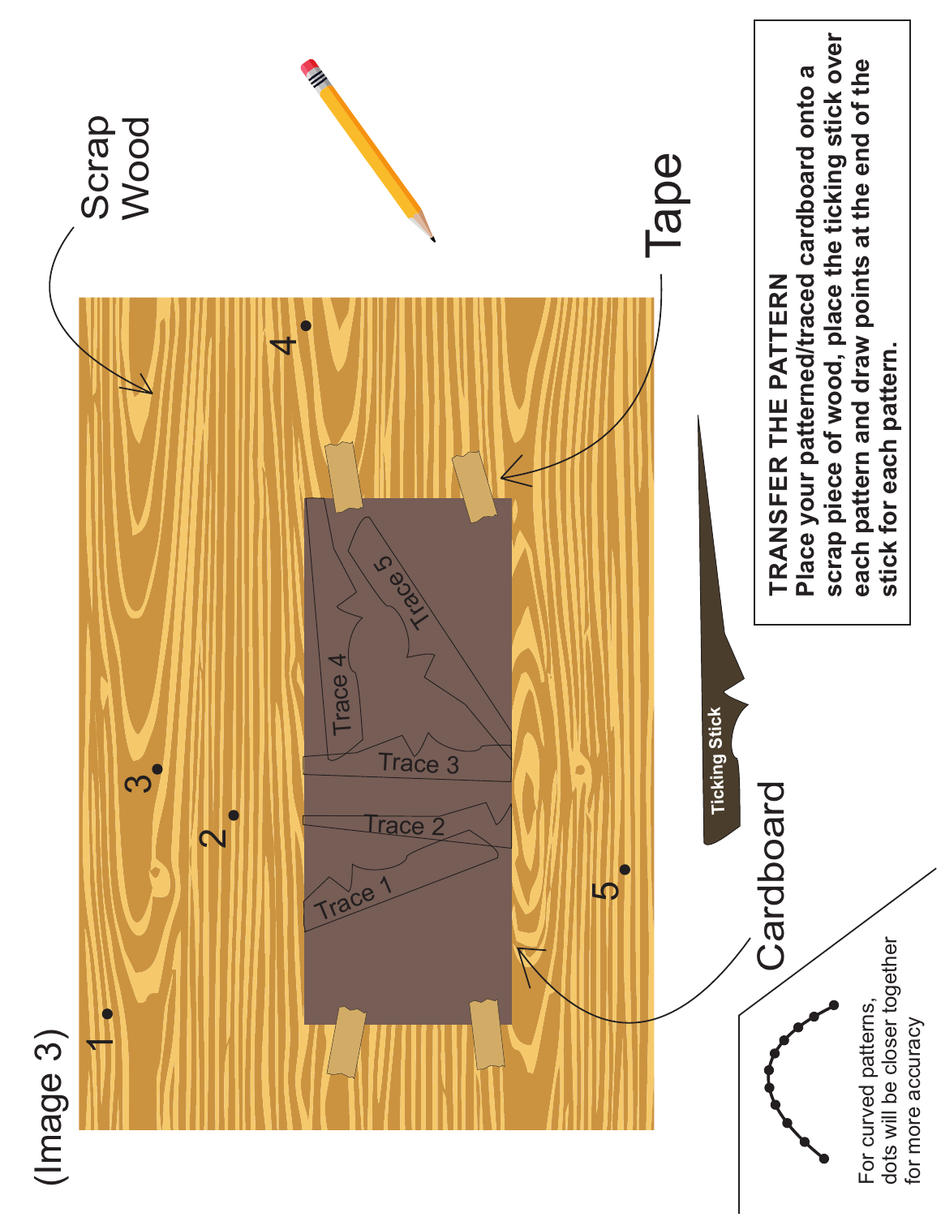(Image 3)

Scrap Wood

Tape

Cardboard

Ticking Stick

Trace 1

Trace 2

Trace 3

Trace 4

Trace 5

1

2

3

4

5

**TRANSFER THE PATTERN**
**Place your patterned/traced cardboard onto a scrap piece of wood, place the ticking stick over each pattern and draw points at the end of the stick for each pattern.**

For curved patterns, dots will be closer together for more accuracy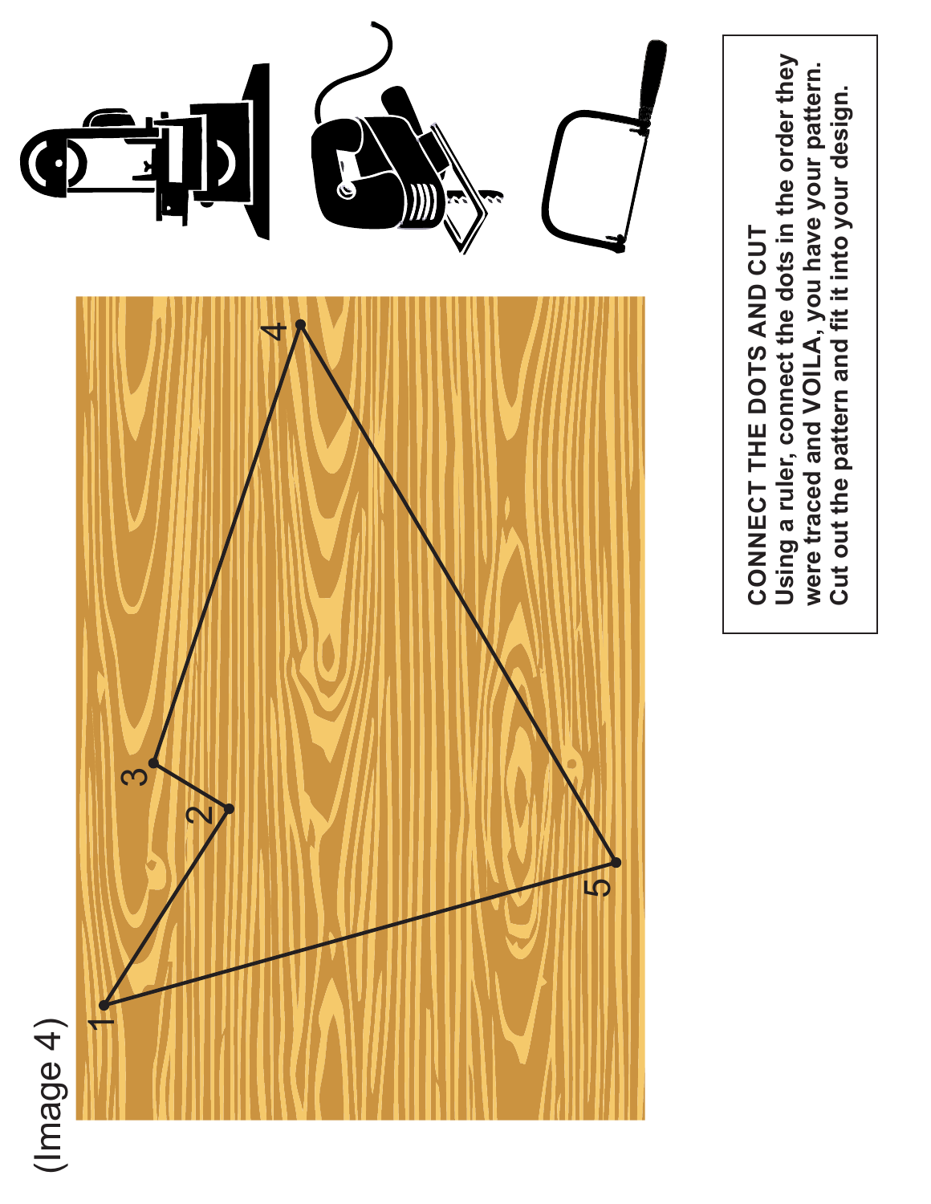(Image 4)

1

2

3

4

5

**CONNECT THE DOTS AND CUT**
**Using a ruler, connect the dots in the order they were traced and VOILA, you have your pattern. Cut out the pattern and fit it into your design.**